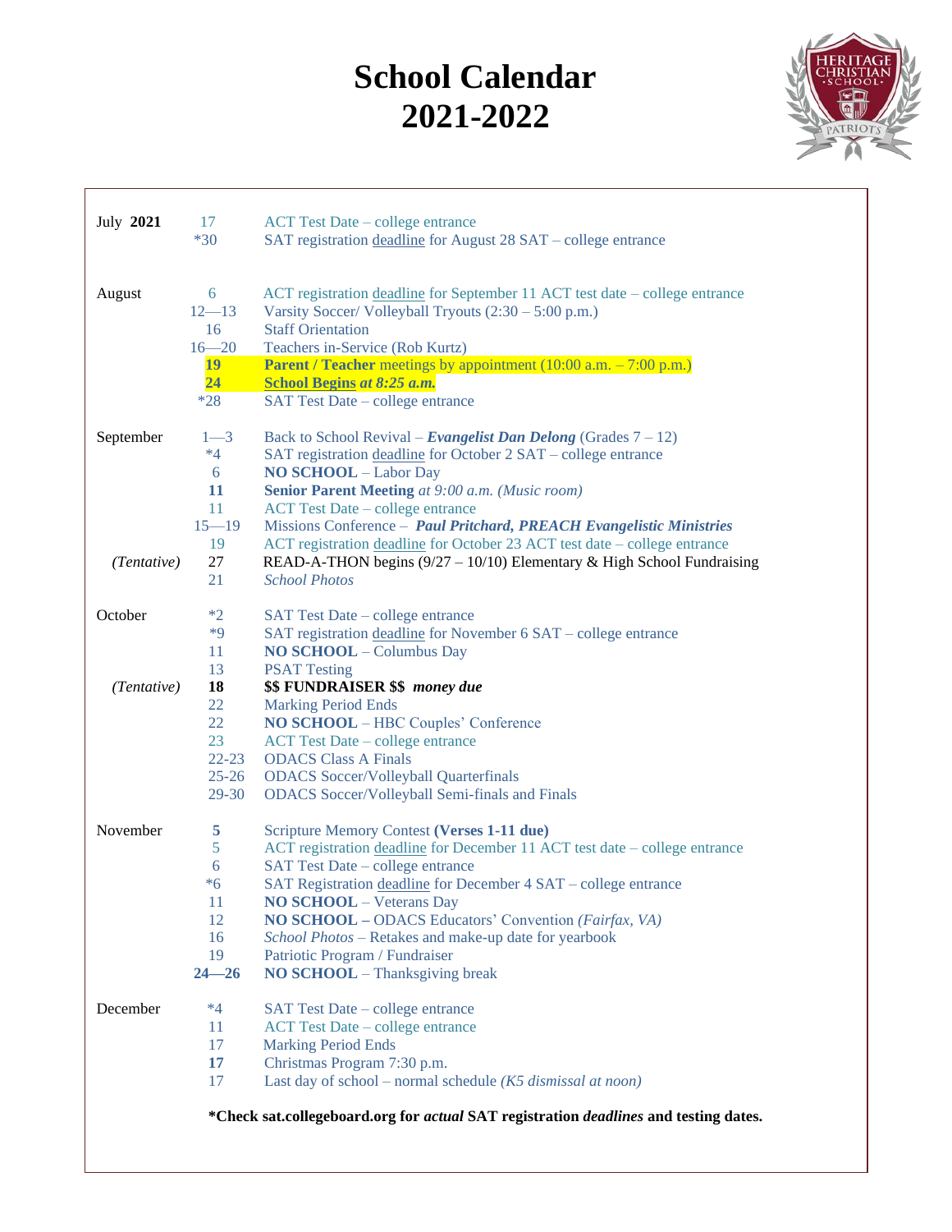# School Calendar
# 2021-2022

| Month | Date | Event |
|---|---|---|
| July **2021** | 17 | ACT Test Date – college entrance |
| | *30 | SAT registration deadline for August 28 SAT – college entrance |
| August | 6 | ACT registration deadline for September 11 ACT test date – college entrance |
| | 12—13 | Varsity Soccer/ Volleyball Tryouts (2:30 – 5:00 p.m.) |
| | 16 | Staff Orientation |
| | 16—20 | Teachers in-Service (Rob Kurtz) |
| | **19** | **Parent / Teacher** meetings by appointment (10:00 a.m. – 7:00 p.m.) |
| | **24** | **School Begins** ***at 8:25 a.m.*** |
| | *28 | SAT Test Date – college entrance |
| September | 1—3 | Back to School Revival – ***Evangelist Dan Delong*** (Grades 7 – 12) |
| | *4 | SAT registration deadline for October 2 SAT – college entrance |
| | 6 | **NO SCHOOL** – Labor Day |
| | **11** | **Senior Parent Meeting** *at 9:00 a.m. (Music room)* |
| | 11 | ACT Test Date – college entrance |
| | 15—19 | Missions Conference – ***Paul Pritchard, PREACH Evangelistic Ministries*** |
| | 19 | ACT registration deadline for October 23 ACT test date – college entrance |
| *(Tentative)* | 27 | READ-A-THON begins (9/27 – 10/10) Elementary & High School Fundraising |
| | 21 | *School Photos* |
| October | *2 | SAT Test Date – college entrance |
| | *9 | SAT registration deadline for November 6 SAT – college entrance |
| | 11 | **NO SCHOOL** – Columbus Day |
| | 13 | PSAT Testing |
| *(Tentative)* | **18** | **$$ FUNDRAISER $$** ***money due*** |
| | 22 | Marking Period Ends |
| | 22 | **NO SCHOOL** – HBC Couples' Conference |
| | 23 | ACT Test Date – college entrance |
| | 22-23 | ODACS Class A Finals |
| | 25-26 | ODACS Soccer/Volleyball Quarterfinals |
| | 29-30 | ODACS Soccer/Volleyball Semi-finals and Finals |
| November | **5** | Scripture Memory Contest **(Verses 1-11 due)** |
| | 5 | ACT registration deadline for December 11 ACT test date – college entrance |
| | 6 | SAT Test Date – college entrance |
| | *6 | SAT Registration deadline for December 4 SAT – college entrance |
| | 11 | **NO SCHOOL** – Veterans Day |
| | 12 | **NO SCHOOL –** ODACS Educators' Convention *(Fairfax, VA)* |
| | 16 | *School Photos* – Retakes and make-up date for yearbook |
| | 19 | Patriotic Program / Fundraiser |
| | **24—26** | **NO SCHOOL** – Thanksgiving break |
| December | *4 | SAT Test Date – college entrance |
| | 11 | ACT Test Date – college entrance |
| | 17 | Marking Period Ends |
| | **17** | Christmas Program 7:30 p.m. |
| | 17 | Last day of school – normal schedule *(K5 dismissal at noon)* |

**\*Check sat.collegeboard.org for *actual* SAT registration *deadlines* and testing dates.**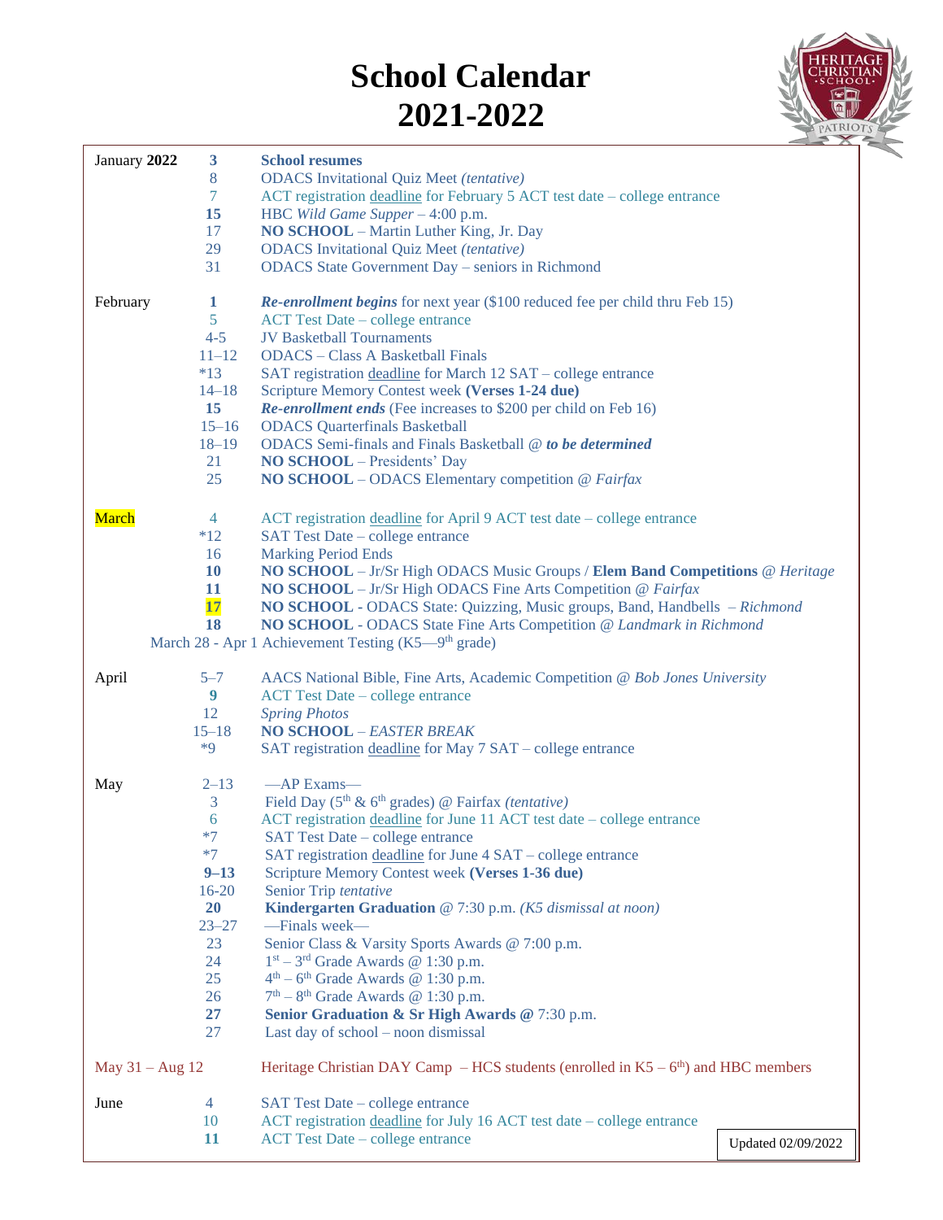# School Calendar 2021-2022

| | | |
|---|---|---|
| January **2022** | **3** | **School resumes** |
| | 8 | ODACS Invitational Quiz Meet *(tentative)* |
| | 7 | ACT registration deadline for February 5 ACT test date – college entrance |
| | **15** | HBC *Wild Game Supper* – 4:00 p.m. |
| | 17 | **NO SCHOOL** – Martin Luther King, Jr. Day |
| | 29 | ODACS Invitational Quiz Meet *(tentative)* |
| | 31 | ODACS State Government Day – seniors in Richmond |
| February | **1** | ***Re-enrollment begins*** for next year ($100 reduced fee per child thru Feb 15) |
| | 5 | ACT Test Date – college entrance |
| | 4-5 | JV Basketball Tournaments |
| | 11–12 | ODACS – Class A Basketball Finals |
| | *13 | SAT registration deadline for March 12 SAT – college entrance |
| | 14–18 | Scripture Memory Contest week **(Verses 1-24 due)** |
| | **15** | ***Re-enrollment ends*** (Fee increases to $200 per child on Feb 16) |
| | 15–16 | ODACS Quarterfinals Basketball |
| | 18–19 | ODACS Semi-finals and Finals Basketball @ ***to be determined*** |
| | 21 | **NO SCHOOL** – Presidents' Day |
| | 25 | **NO SCHOOL** – ODACS Elementary competition @ *Fairfax* |
| March | 4 | ACT registration deadline for April 9 ACT test date – college entrance |
| | *12 | SAT Test Date – college entrance |
| | 16 | Marking Period Ends |
| | **10** | **NO SCHOOL** – Jr/Sr High ODACS Music Groups / **Elem Band Competitions** @ *Heritage* |
| | **11** | **NO SCHOOL** – Jr/Sr High ODACS Fine Arts Competition @ *Fairfax* |
| | **17** | **NO SCHOOL -** ODACS State: Quizzing, Music groups, Band, Handbells – *Richmond* |
| | **18** | **NO SCHOOL -** ODACS State Fine Arts Competition @ *Landmark in Richmond* |
| | March 28 - Apr 1 | Achievement Testing (K5—9th grade) |
| April | 5–7 | AACS National Bible, Fine Arts, Academic Competition @ *Bob Jones University* |
| | **9** | ACT Test Date – college entrance |
| | 12 | *Spring Photos* |
| | 15–18 | **NO SCHOOL** – *EASTER BREAK* |
| | *9 | SAT registration deadline for May 7 SAT – college entrance |
| May | 2–13 | —AP Exams— |
| | 3 | Field Day (5th & 6th grades) @ Fairfax *(tentative)* |
| | 6 | ACT registration deadline for June 11 ACT test date – college entrance |
| | *7 | SAT Test Date – college entrance |
| | *7 | SAT registration deadline for June 4 SAT – college entrance |
| | **9–13** | Scripture Memory Contest week **(Verses 1-36 due)** |
| | 16-20 | Senior Trip *tentative* |
| | **20** | **Kindergarten Graduation** @ 7:30 p.m. *(K5 dismissal at noon)* |
| | 23–27 | —Finals week— |
| | 23 | Senior Class & Varsity Sports Awards @ 7:00 p.m. |
| | 24 | 1st – 3rd Grade Awards @ 1:30 p.m. |
| | 25 | 4th – 6th Grade Awards @ 1:30 p.m. |
| | 26 | 7th – 8th Grade Awards @ 1:30 p.m. |
| | **27** | **Senior Graduation & Sr High Awards @** 7:30 p.m. |
| | 27 | Last day of school – noon dismissal |
| May 31 – Aug 12 | | Heritage Christian DAY Camp – HCS students (enrolled in K5 – 6th) and HBC members |
| June | 4 | SAT Test Date – college entrance |
| | 10 | ACT registration deadline for July 16 ACT test date – college entrance |
| | **11** | ACT Test Date – college entrance |

Updated 02/09/2022